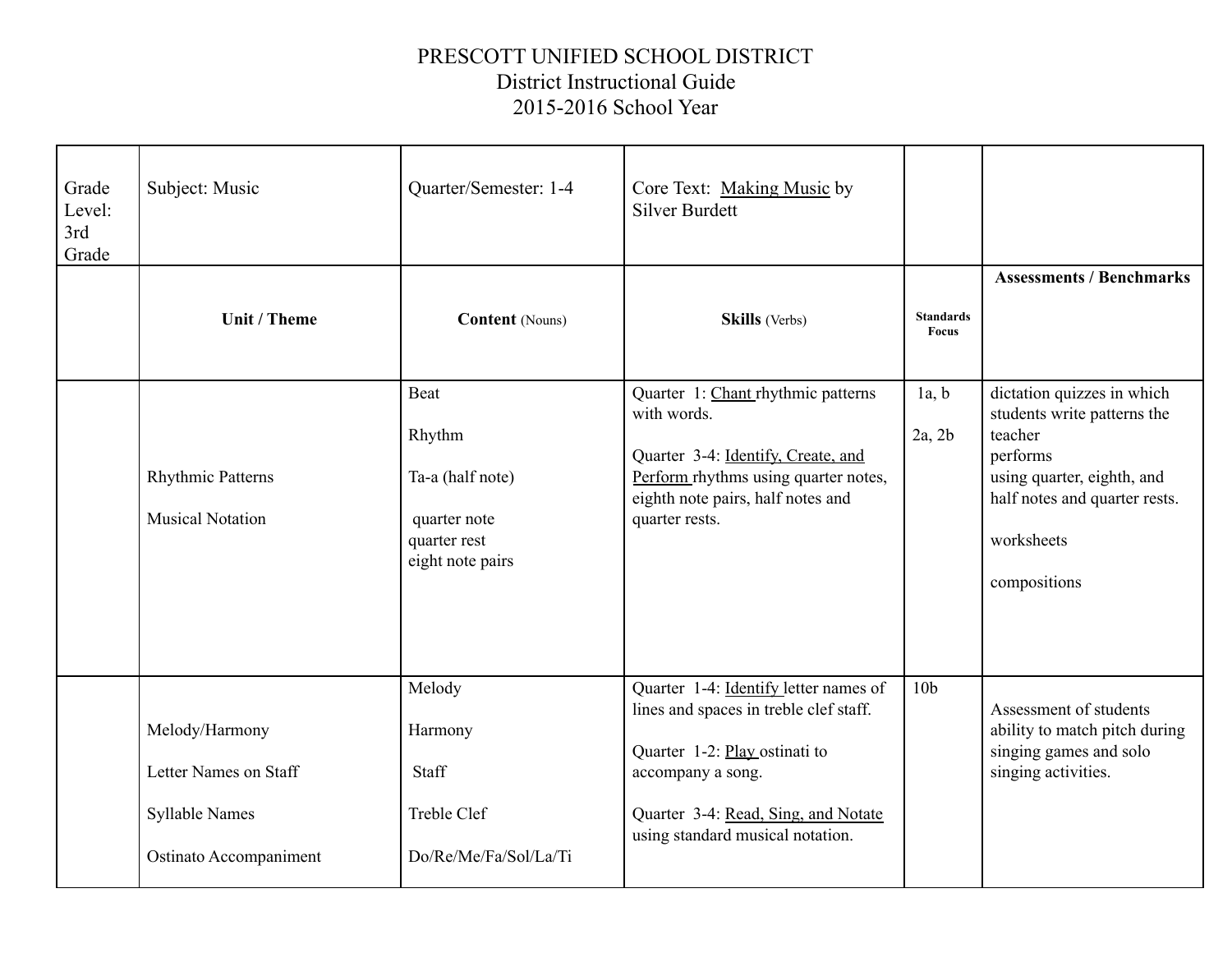PRESCOTT UNIFIED SCHOOL DISTRICT
District Instructional Guide
2015-2016 School Year

| Grade Level: 3rd Grade | Subject: Music | Quarter/Semester: 1-4 | Core Text: Making Music by Silver Burdett | | |
|---|---|---|---|---|---|
| | **Unit / Theme** | **Content** (Nouns) | **Skills** (Verbs) | **Standards Focus** | **Assessments / Benchmarks** |
| | Rhythmic Patterns<br><br>Musical Notation | Beat<br><br>Rhythm<br><br>Ta-a (half note)<br><br>quarter note<br>quarter rest<br>eight note pairs | Quarter 1: Chant rhythmic patterns with words.<br><br>Quarter 3-4: Identify, Create, and Perform rhythms using quarter notes, eighth note pairs, half notes and quarter rests. | 1a, b<br><br>2a, 2b | dictation quizzes in which students write patterns the teacher performs using quarter, eighth, and half notes and quarter rests.<br><br>worksheets<br><br>compositions |
| | Melody/Harmony<br><br>Letter Names on Staff<br><br>Syllable Names<br><br>Ostinato Accompaniment | Melody<br><br>Harmony<br><br>Staff<br><br>Treble Clef<br><br>Do/Re/Me/Fa/Sol/La/Ti | Quarter 1-4: Identify letter names of lines and spaces in treble clef staff.<br><br>Quarter 1-2: Play ostinati to accompany a song.<br><br>Quarter 3-4: Read, Sing, and Notate using standard musical notation. | 10b | Assessment of students ability to match pitch during singing games and solo singing activities. |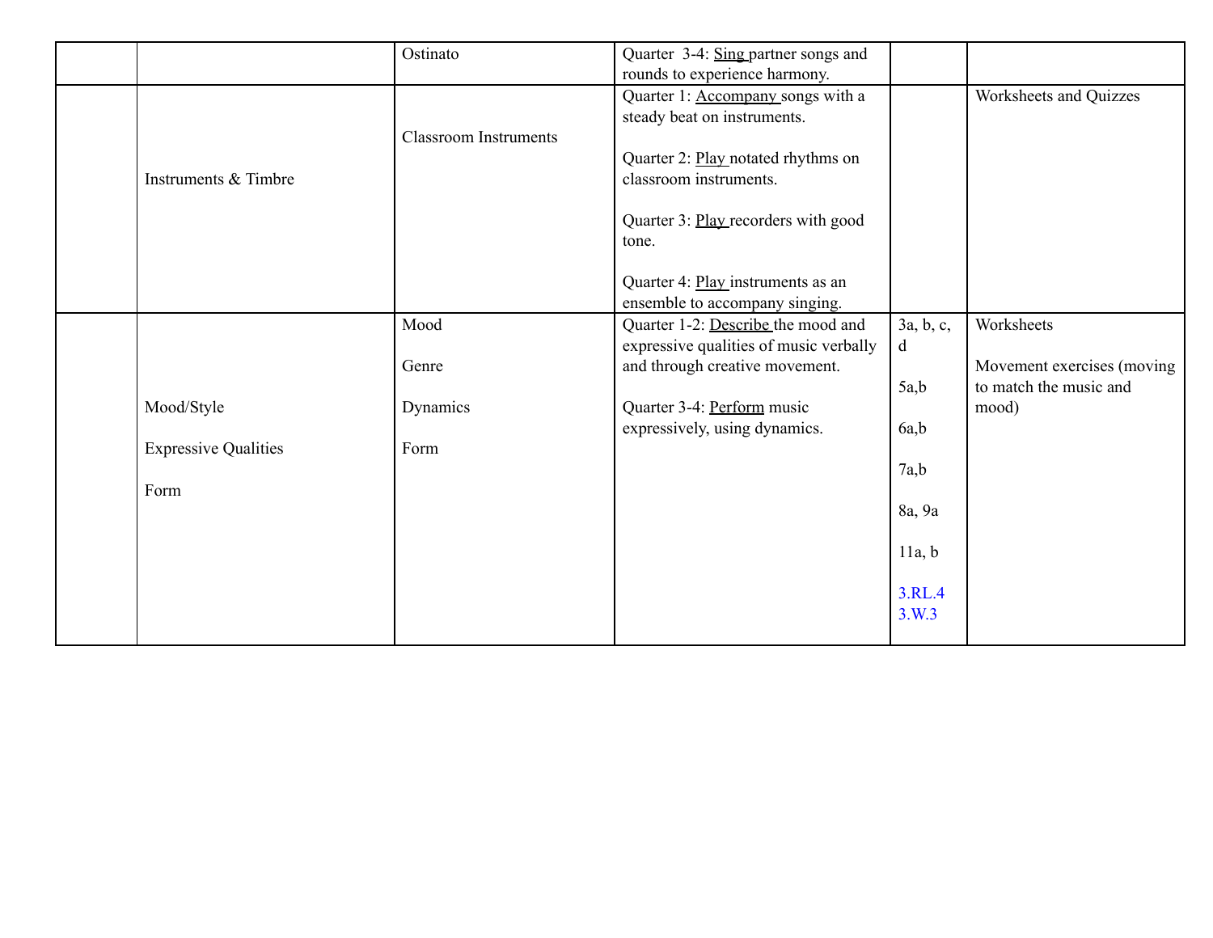| | | | | | |
|---|---|---|---|---|---|
| | | Ostinato | Quarter 3-4: Sing partner songs and rounds to experience harmony. | | |
| | Instruments & Timbre | Classroom Instruments | Quarter 1: Accompany songs with a steady beat on instruments.<br><br>Quarter 2: Play notated rhythms on classroom instruments.<br><br>Quarter 3: Play recorders with good tone.<br><br>Quarter 4: Play instruments as an ensemble to accompany singing. | | Worksheets and Quizzes |
| | Mood/Style<br><br>Expressive Qualities<br><br>Form | Mood<br><br>Genre<br><br>Dynamics<br><br>Form | Quarter 1-2: Describe the mood and expressive qualities of music verbally and through creative movement.<br><br>Quarter 3-4: Perform music expressively, using dynamics. | 3a, b, c, d<br><br>5a,b<br><br>6a,b<br><br>7a,b<br><br>8a, 9a<br><br>11a, b<br><br>3.RL.4<br>3.W.3 | Worksheets<br><br>Movement exercises (moving to match the music and mood) |